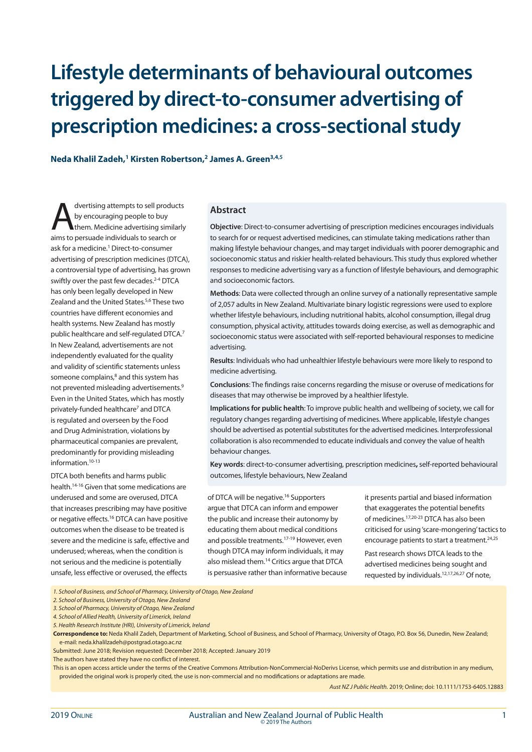# Lifestyle determinants of behavioural outcomes triggered by direct-to-consumer advertising of prescription medicines: a cross-sectional study

**Neda Khalil Zadeh,[1] Kirsten Robertson,[2] James A. Green[3,4,5]**

## Abstract

**Objective**: Direct-to-consumer advertising of prescription medicines encourages individuals to search for or request advertised medicines, can stimulate taking medications rather than making lifestyle behaviour changes, and may target individuals with poorer demographic and socioeconomic status and riskier health-related behaviours. This study thus explored whether responses to medicine advertising vary as a function of lifestyle behaviours, and demographic and socioeconomic factors.

**Methods**: Data were collected through an online survey of a nationally representative sample of 2,057 adults in New Zealand. Multivariate binary logistic regressions were used to explore whether lifestyle behaviours, including nutritional habits, alcohol consumption, illegal drug consumption, physical activity, attitudes towards doing exercise, as well as demographic and socioeconomic status were associated with self-reported behavioural responses to medicine advertising.

**Results**: Individuals who had unhealthier lifestyle behaviours were more likely to respond to medicine advertising.

**Conclusions**: The findings raise concerns regarding the misuse or overuse of medications for diseases that may otherwise be improved by a healthier lifestyle.

**Implications for public health**: To improve public health and wellbeing of society, we call for regulatory changes regarding advertising of medicines. Where applicable, lifestyle changes should be advertised as potential substitutes for the advertised medicines. Interprofessional collaboration is also recommended to educate individuals and convey the value of health behaviour changes.

**Key words**: direct-to-consumer advertising, prescription medicines**,** self-reported behavioural outcomes, lifestyle behaviours, New Zealand

Advertising attempts to sell products by encouraging people to buy them. Medicine advertising similarly aims to persuade individuals to search or ask for a medicine.[1] Direct-to-consumer advertising of prescription medicines (DTCA), a controversial type of advertising, has grown swiftly over the past few decades.[2-4] DTCA has only been legally developed in New Zealand and the United States.[5,6] These two countries have different economies and health systems. New Zealand has mostly public healthcare and self-regulated DTCA.[7] In New Zealand, advertisements are not independently evaluated for the quality and validity of scientific statements unless someone complains,[8] and this system has not prevented misleading advertisements.[9] Even in the United States, which has mostly privately-funded healthcare[7] and DTCA is regulated and overseen by the Food and Drug Administration, violations by pharmaceutical companies are prevalent, predominantly for providing misleading information.[10-13]

DTCA both benefits and harms public health.[14-16] Given that some medications are underused and some are overused, DTCA that increases prescribing may have positive or negative effects.[16] DTCA can have positive outcomes when the disease to be treated is severe and the medicine is safe, effective and underused; whereas, when the condition is not serious and the medicine is potentially unsafe, less effective or overused, the effects of DTCA will be negative.[16] Supporters argue that DTCA can inform and empower the public and increase their autonomy by educating them about medical conditions and possible treatments.[17-19] However, even though DTCA may inform individuals, it may also mislead them.[14] Critics argue that DTCA is persuasive rather than informative because it presents partial and biased information that exaggerates the potential benefits of medicines.[17,20-23] DTCA has also been criticised for using 'scare-mongering' tactics to encourage patients to start a treatment.[24,25]

Past research shows DTCA leads to the advertised medicines being sought and requested by individuals.[12,17,26,27] Of note,

*1. School of Business, and School of Pharmacy, University of Otago, New Zealand*

*2. School of Business, University of Otago, New Zealand*

*3. School of Pharmacy, University of Otago, New Zealand*

*4. School of Allied Health, University of Limerick, Ireland*

*5. Health Research Institute (HRI), University of Limerick, Ireland*

**Correspondence to:** Neda Khalil Zadeh, Department of Marketing, School of Business, and School of Pharmacy, University of Otago, P.O. Box 56, Dunedin, New Zealand; e-mail: neda.khalilzadeh@postgrad.otago.ac.nz

Submitted: June 2018; Revision requested: December 2018; Accepted: January 2019

The authors have stated they have no conflict of interest.

This is an open access article under the terms of the Creative Commons Attribution-NonCommercial-NoDerivs License, which permits use and distribution in any medium, provided the original work is properly cited, the use is non-commercial and no modifications or adaptations are made.

*Aust NZ J Public Health.* 2019; Online; doi: 10.1111/1753-6405.12883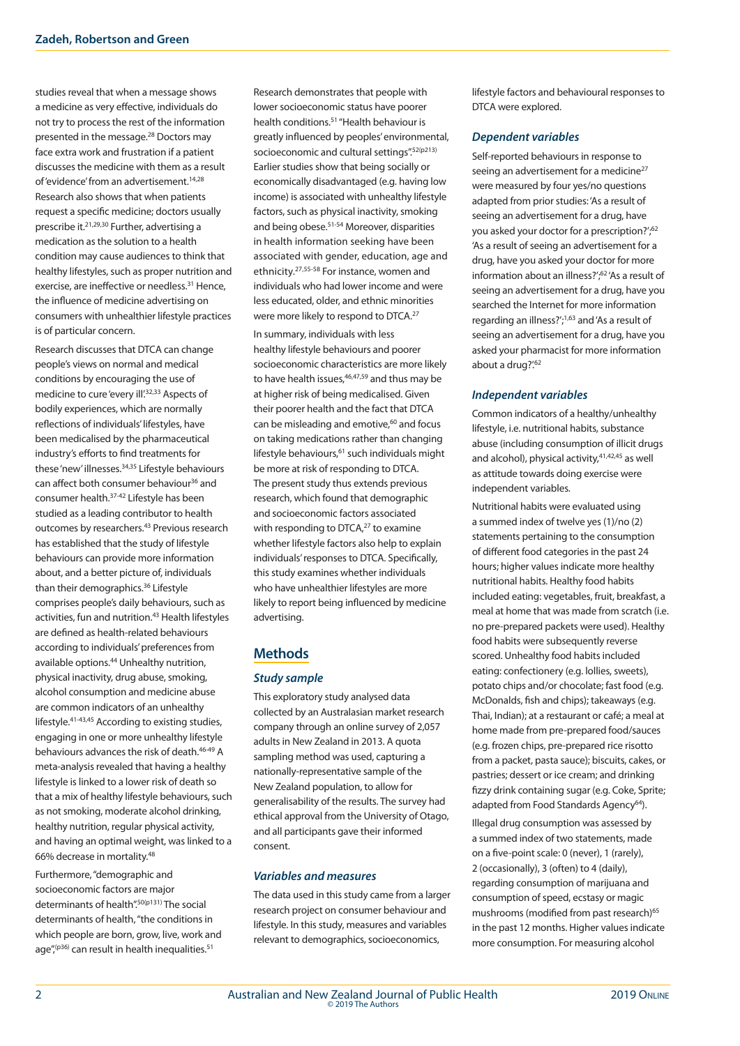studies reveal that when a message shows a medicine as very effective, individuals do not try to process the rest of the information presented in the message.[28] Doctors may face extra work and frustration if a patient discusses the medicine with them as a result of 'evidence' from an advertisement.[14,28] Research also shows that when patients request a specific medicine; doctors usually prescribe it.[21,29,30] Further, advertising a medication as the solution to a health condition may cause audiences to think that healthy lifestyles, such as proper nutrition and exercise, are ineffective or needless.[31] Hence, the influence of medicine advertising on consumers with unhealthier lifestyle practices is of particular concern.

Research discusses that DTCA can change people's views on normal and medical conditions by encouraging the use of medicine to cure 'every ill'.[32,33] Aspects of bodily experiences, which are normally reflections of individuals' lifestyles, have been medicalised by the pharmaceutical industry's efforts to find treatments for these 'new' illnesses.[34,35] Lifestyle behaviours can affect both consumer behaviour[36] and consumer health.[37-42] Lifestyle has been studied as a leading contributor to health outcomes by researchers.[43] Previous research has established that the study of lifestyle behaviours can provide more information about, and a better picture of, individuals than their demographics.[36] Lifestyle comprises people's daily behaviours, such as activities, fun and nutrition.[43] Health lifestyles are defined as health-related behaviours according to individuals' preferences from available options.[44] Unhealthy nutrition, physical inactivity, drug abuse, smoking, alcohol consumption and medicine abuse are common indicators of an unhealthy lifestyle.[41-43,45] According to existing studies, engaging in one or more unhealthy lifestyle behaviours advances the risk of death.[46-49] A meta-analysis revealed that having a healthy lifestyle is linked to a lower risk of death so that a mix of healthy lifestyle behaviours, such as not smoking, moderate alcohol drinking, healthy nutrition, regular physical activity, and having an optimal weight, was linked to a 66% decrease in mortality.[48]

Furthermore, "demographic and socioeconomic factors are major determinants of health".[50(p131)] The social determinants of health, "the conditions in which people are born, grow, live, work and age",[(p36)] can result in health inequalities.[51] Research demonstrates that people with lower socioeconomic status have poorer health conditions.[51] "Health behaviour is greatly influenced by peoples' environmental, socioeconomic and cultural settings".[52(p213)] Earlier studies show that being socially or economically disadvantaged (e.g. having low income) is associated with unhealthy lifestyle factors, such as physical inactivity, smoking and being obese.[51-54] Moreover, disparities in health information seeking have been associated with gender, education, age and ethnicity.[27,55-58] For instance, women and individuals who had lower income and were less educated, older, and ethnic minorities were more likely to respond to DTCA.[27]

In summary, individuals with less healthy lifestyle behaviours and poorer socioeconomic characteristics are more likely to have health issues,[46,47,59] and thus may be at higher risk of being medicalised. Given their poorer health and the fact that DTCA can be misleading and emotive,[60] and focus on taking medications rather than changing lifestyle behaviours,[61] such individuals might be more at risk of responding to DTCA. The present study thus extends previous research, which found that demographic and socioeconomic factors associated with responding to DTCA,[27] to examine whether lifestyle factors also help to explain individuals' responses to DTCA. Specifically, this study examines whether individuals who have unhealthier lifestyles are more likely to report being influenced by medicine advertising.

## Methods

### Study sample

This exploratory study analysed data collected by an Australasian market research company through an online survey of 2,057 adults in New Zealand in 2013. A quota sampling method was used, capturing a nationally-representative sample of the New Zealand population, to allow for generalisability of the results. The survey had ethical approval from the University of Otago, and all participants gave their informed consent.

### Variables and measures

The data used in this study came from a larger research project on consumer behaviour and lifestyle. In this study, measures and variables relevant to demographics, socioeconomics, lifestyle factors and behavioural responses to DTCA were explored.

### Dependent variables

Self-reported behaviours in response to seeing an advertisement for a medicine[27] were measured by four yes/no questions adapted from prior studies: 'As a result of seeing an advertisement for a drug, have you asked your doctor for a prescription?';[62] 'As a result of seeing an advertisement for a drug, have you asked your doctor for more information about an illness?';[62] 'As a result of seeing an advertisement for a drug, have you searched the Internet for more information regarding an illness?';[1,63] and 'As a result of seeing an advertisement for a drug, have you asked your pharmacist for more information about a drug?'.[62]

### Independent variables

Common indicators of a healthy/unhealthy lifestyle, i.e. nutritional habits, substance abuse (including consumption of illicit drugs and alcohol), physical activity,[41,42,45] as well as attitude towards doing exercise were independent variables.

Nutritional habits were evaluated using a summed index of twelve yes (1)/no (2) statements pertaining to the consumption of different food categories in the past 24 hours; higher values indicate more healthy nutritional habits. Healthy food habits included eating: vegetables, fruit, breakfast, a meal at home that was made from scratch (i.e. no pre-prepared packets were used). Healthy food habits were subsequently reverse scored. Unhealthy food habits included eating: confectionery (e.g. lollies, sweets), potato chips and/or chocolate; fast food (e.g. McDonalds, fish and chips); takeaways (e.g. Thai, Indian); at a restaurant or café; a meal at home made from pre-prepared food/sauces (e.g. frozen chips, pre-prepared rice risotto from a packet, pasta sauce); biscuits, cakes, or pastries; dessert or ice cream; and drinking fizzy drink containing sugar (e.g. Coke, Sprite; adapted from Food Standards Agency[64]).

Illegal drug consumption was assessed by a summed index of two statements, made on a five-point scale: 0 (never), 1 (rarely), 2 (occasionally), 3 (often) to 4 (daily), regarding consumption of marijuana and consumption of speed, ecstasy or magic mushrooms (modified from past research)[65] in the past 12 months. Higher values indicate more consumption. For measuring alcohol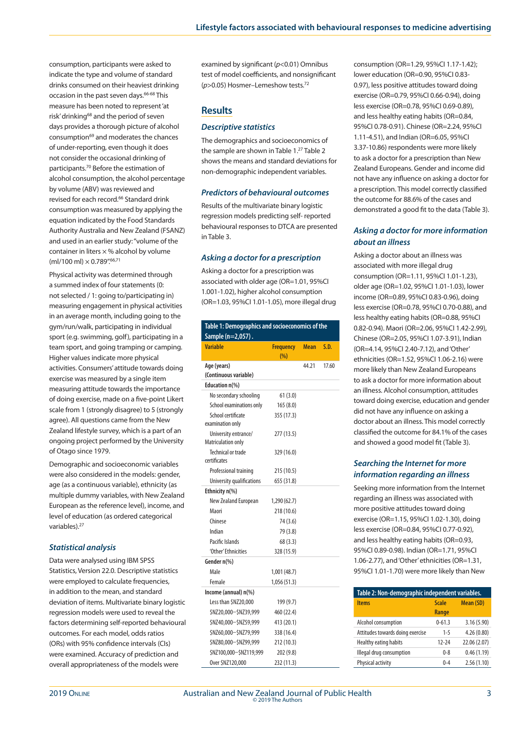consumption, participants were asked to indicate the type and volume of standard drinks consumed on their heaviest drinking occasion in the past seven days.[66-68] This measure has been noted to represent 'at risk' drinking[68] and the period of seven days provides a thorough picture of alcohol consumption[69] and moderates the chances of under-reporting, even though it does not consider the occasional drinking of participants.[70] Before the estimation of the alcohol consumption, the alcohol percentage by volume (ABV) was reviewed and revised for each record.[66] Standard drink consumption was measured by applying the equation indicated by the Food Standards Authority Australia and New Zealand (FSANZ) and used in an earlier study: "volume of the container in liters × % alcohol by volume (ml/100 ml) × 0.789".[66,71]

Physical activity was determined through a summed index of four statements (0: not selected / 1: going to/participating in) measuring engagement in physical activities in an average month, including going to the gym/run/walk, participating in individual sport (e.g. swimming, golf), participating in a team sport, and going tramping or camping. Higher values indicate more physical activities. Consumers' attitude towards doing exercise was measured by a single item measuring attitude towards the importance of doing exercise, made on a five-point Likert scale from 1 (strongly disagree) to 5 (strongly agree). All questions came from the New Zealand lifestyle survey, which is a part of an ongoing project performed by the University of Otago since 1979.

Demographic and socioeconomic variables were also considered in the models: gender, age (as a continuous variable), ethnicity (as multiple dummy variables, with New Zealand European as the reference level), income, and level of education (as ordered categorical variables).[27]

### Statistical analysis

Data were analysed using IBM SPSS Statistics, Version 22.0. Descriptive statistics were employed to calculate frequencies, in addition to the mean, and standard deviation of items. Multivariate binary logistic regression models were used to reveal the factors determining self-reported behavioural outcomes. For each model, odds ratios (ORs) with 95% confidence intervals (CIs) were examined. Accuracy of prediction and overall appropriateness of the models were examined by significant ($p<0.01$) Omnibus test of model coefficients, and nonsignificant ($p>0.05$) Hosmer–Lemeshow tests.[72]

## Results

### Descriptive statistics

The demographics and socioeconomics of the sample are shown in Table 1.[27] Table 2 shows the means and standard deviations for non-demographic independent variables.

### Predictors of behavioural outcomes

Results of the multivariate binary logistic regression models predicting self- reported behavioural responses to DTCA are presented in Table 3.

### Asking a doctor for a prescription

Asking a doctor for a prescription was associated with older age (OR=1.01, 95%CI 1.001-1.02), higher alcohol consumption (OR=1.03, 95%CI 1.01-1.05), more illegal drug consumption (OR=1.29, 95%CI 1.17-1.42); lower education (OR=0.90, 95%CI 0.83-0.97), less positive attitudes toward doing exercise (OR=0.79, 95%CI 0.66-0.94), doing less exercise (OR=0.78, 95%CI 0.69-0.89), and less healthy eating habits (OR=0.84, 95%CI 0.78-0.91). Chinese (OR=2.24, 95%CI 1.11-4.51), and Indian (OR=6.05, 95%CI 3.37-10.86) respondents were more likely to ask a doctor for a prescription than New Zealand Europeans. Gender and income did not have any influence on asking a doctor for a prescription. This model correctly classified the outcome for 88.6% of the cases and demonstrated a good fit to the data (Table 3).

**Table 1: Demographics and socioeconomics of the Sample (n=2,057).**

| Variable | Frequency (%) | Mean | S.D. |
|---|---|---|---|
| **Age (years) (Continuous variable)** | | 44.21 | 17.60 |
| **Education n(%)** | | | |
| No secondary schooling | 61 (3.0) | | |
| School examinations only | 165 (8.0) | | |
| School certificate examination only | 355 (17.3) | | |
| University entrance/ Matriculation only | 277 (13.5) | | |
| Technical or trade certificates | 329 (16.0) | | |
| Professional training | 215 (10.5) | | |
| University qualifications | 655 (31.8) | | |
| **Ethnicity n(%)** | | | |
| New Zealand European | 1,290 (62.7) | | |
| Maori | 218 (10.6) | | |
| Chinese | 74 (3.6) | | |
| Indian | 79 (3.8) | | |
| Pacific Islands | 68 (3.3) | | |
| 'Other' Ethnicities | 328 (15.9) | | |
| **Gender n(%)** | | | |
| Male | 1,001 (48.7) | | |
| Female | 1,056 (51.3) | | |
| **Income (annual) n(%)** | | | |
| Less than $NZ20,000 | 199 (9.7) | | |
| $NZ20,000–$NZ39,999 | 460 (22.4) | | |
| $NZ40,000–$NZ59,999 | 413 (20.1) | | |
| $NZ60,000–$NZ79,999 | 338 (16.4) | | |
| $NZ80,000–$NZ99,999 | 212 (10.3) | | |
| $NZ100,000–$NZ119,999 | 202 (9.8) | | |
| Over $NZ120,000 | 232 (11.3) | | |

### Asking a doctor for more information about an illness

Asking a doctor about an illness was associated with more illegal drug consumption (OR=1.11, 95%CI 1.01-1.23), older age (OR=1.02, 95%CI 1.01-1.03), lower income (OR=0.89, 95%CI 0.83-0.96), doing less exercise (OR=0.78, 95%CI 0.70-0.88), and less healthy eating habits (OR=0.88, 95%CI 0.82-0.94). Maori (OR=2.06, 95%CI 1.42-2.99), Chinese (OR=2.05, 95%CI 1.07-3.91), Indian (OR=4.14, 95%CI 2.40-7.12), and 'Other' ethnicities (OR=1.52, 95%CI 1.06-2.16) were more likely than New Zealand Europeans to ask a doctor for more information about an illness. Alcohol consumption, attitudes toward doing exercise, education and gender did not have any influence on asking a doctor about an illness. This model correctly classified the outcome for 84.1% of the cases and showed a good model fit (Table 3).

### Searching the Internet for more information regarding an illness

Seeking more information from the Internet regarding an illness was associated with more positive attitudes toward doing exercise (OR=1.15, 95%CI 1.02-1.30), doing less exercise (OR=0.84, 95%CI 0.77-0.92), and less healthy eating habits (OR=0.93, 95%CI 0.89-0.98). Indian (OR=1.71, 95%CI 1.06-2.77), and 'Other' ethnicities (OR=1.31, 95%CI 1.01-1.70) were more likely than New

**Table 2: Non-demographic independent variables.**

| Items | Scale Range | Mean (SD) |
|---|---|---|
| Alcohol consumption | 0-61.3 | 3.16 (5.90) |
| Attitudes towards doing exercise | 1-5 | 4.26 (0.80) |
| Healthy eating habits | 12-24 | 22.06 (2.07) |
| Illegal drug consumption | 0-8 | 0.46 (1.19) |
| Physical activity | 0-4 | 2.56 (1.10) |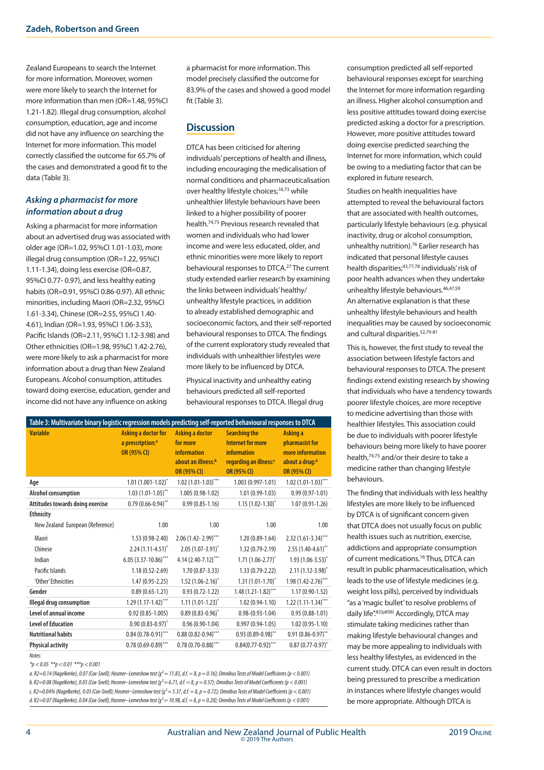Zealand Europeans to search the Internet for more information. Moreover, women were more likely to search the Internet for more information than men (OR=1.48, 95%CI 1.21-1.82). Illegal drug consumption, alcohol consumption, education, age and income did not have any influence on searching the Internet for more information. This model correctly classified the outcome for 65.7% of the cases and demonstrated a good fit to the data (Table 3).

### *Asking a pharmacist for more information about a drug*

Asking a pharmacist for more information about an advertised drug was associated with older age (OR=1.02, 95%CI 1.01-1.03), more illegal drug consumption (OR=1.22, 95%CI 1.11-1.34), doing less exercise (OR=0.87, 95%CI 0.77- 0.97), and less healthy eating habits (OR=0.91, 95%CI 0.86-0.97). All ethnic minorities, including Maori (OR=2.32, 95%CI 1.61-3.34), Chinese (OR=2.55, 95%CI 1.40-4.61), Indian (OR=1.93, 95%CI 1.06-3.53), Pacific Islands (OR=2.11, 95%CI 1.12-3.98) and Other ethnicities (OR=1.98, 95%CI 1.42-2.76), were more likely to ask a pharmacist for more information about a drug than New Zealand Europeans. Alcohol consumption, attitudes toward doing exercise, education, gender and income did not have any influence on asking a pharmacist for more information. This model precisely classified the outcome for 83.9% of the cases and showed a good model fit (Table 3).

## Discussion

DTCA has been criticised for altering individuals' perceptions of health and illness, including encouraging the medicalisation of normal conditions and pharmaceuticalisation over healthy lifestyle choices;[16,73] while unhealthier lifestyle behaviours have been linked to a higher possibility of poorer health.[74,75] Previous research revealed that women and individuals who had lower income and were less educated, older, and ethnic minorities were more likely to report behavioural responses to DTCA.[27] The current study extended earlier research by examining the links between individuals' healthy/unhealthy lifestyle practices, in addition to already established demographic and socioeconomic factors, and their self-reported behavioural responses to DTCA. The findings of the current exploratory study revealed that individuals with unhealthier lifestyles were more likely to be influenced by DTCA.

Physical inactivity and unhealthy eating behaviours predicted all self-reported behavioural responses to DTCA. Illegal drug consumption predicted all self-reported behavioural responses except for searching the Internet for more information regarding an illness. Higher alcohol consumption and less positive attitudes toward doing exercise predicted asking a doctor for a prescription. However, more positive attitudes toward doing exercise predicted searching the Internet for more information, which could be owing to a mediating factor that can be explored in future research.

Studies on health inequalities have attempted to reveal the behavioural factors that are associated with health outcomes, particularly lifestyle behaviours (e.g. physical inactivity, drug or alcohol consumption, unhealthy nutrition).[76] Earlier research has indicated that personal lifestyle causes health disparities;[43,77,78] individuals' risk of poor health advances when they undertake unhealthy lifestyle behaviours.[46,47,59] An alternative explanation is that these unhealthy lifestyle behaviours and health inequalities may be caused by socioeconomic and cultural disparities.[52,79-81]

This is, however, the first study to reveal the association between lifestyle factors and behavioural responses to DTCA. The present findings extend existing research by showing that individuals who have a tendency towards poorer lifestyle choices, are more receptive to medicine advertising than those with healthier lifestyles. This association could be due to individuals with poorer lifestyle behaviours being more likely to have poorer health,[74,75] and/or their desire to take a medicine rather than changing lifestyle behaviours.

The finding that individuals with less healthy lifestyles are more likely to be influenced by DTCA is of significant concern given that DTCA does not usually focus on public health issues such as nutrition, exercise, addictions and appropriate consumption of current medications.[16] Thus, DTCA can result in public pharmaceuticalisation, which leads to the use of lifestyle medicines (e.g. weight loss pills), perceived by individuals "as a 'magic bullet' to resolve problems of daily life".[82(p856)] Accordingly, DTCA may stimulate taking medicines rather than making lifestyle behavioural changes and may be more appealing to individuals with less healthy lifestyles, as evidenced in the current study. DTCA can even result in doctors being pressured to prescribe a medication in instances where lifestyle changes would be more appropriate. Although DTCA is

**Table 3: Multivariate binary logistic regression models predicting self-reported behavioural responses to DTCA**

| Variable | Asking a doctor for a prescription:[a] OR (95% CI) | Asking a doctor for more information about an illness:[b] OR (95% CI) | Searching the Internet for more information regarding an illness:[c] OR (95% CI) | Asking a pharmacist for more information about a drug:[d] OR (95% CI) |
|---|---|---|---|---|
| Age | 1.01 (1.001-1.02)* | 1.02 (1.01-1.03)*** | 1.003 (0.997-1.01) | 1.02 (1.01-1.03)*** |
| Alcohol consumption | 1.03 (1.01-1.05)** | 1.005 (0.98-1.02) | 1.01 (0.99-1.03) | 0.99 (0.97-1.01) |
| Attitudes towards doing exercise | 0.79 (0.66-0.94)** | 0.99 (0.85-1.16) | 1.15 (1.02-1.30)* | 1.07 (0.91-1.26) |
| Ethnicity | | | | |
| New Zealand European (Reference) | 1.00 | 1.00 | 1.00 | 1.00 |
| Maori | 1.53 (0.98-2.40) | 2.06 (1.42- 2.99)*** | 1.20 (0.89-1.64) | 2.32 (1.61-3.34)*** |
| Chinese | 2.24 (1.11-4.51)* | 2.05 (1.07-3.91)* | 1.32 (0.79-2.19) | 2.55 (1.40-4.61)** |
| Indian | 6.05 (3.37-10.86)*** | 4.14 (2.40-7.12)*** | 1.71 (1.06-2.77)* | 1.93 (1.06-3.53)* |
| Pacific Islands | 1.18 (0.52-2.69) | 1.70 (0.87-3.33) | 1.33 (0.79-2.22) | 2.11 (1.12-3.98)* |
| 'Other' Ethnicities | 1.47 (0.95-2.25) | 1.52 (1.06-2.16)* | 1.31 (1.01-1.70)* | 1.98 (1.42-2.76)*** |
| Gender | 0.89 (0.65-1.21) | 0.93 (0.72-1.22) | 1.48 (1.21-1.82)*** | 1.17 (0.90-1.52) |
| Illegal drug consumption | 1.29 (1.17-1.42)*** | 1.11 (1.01-1.23)* | 1.02 (0.94-1.10) | 1.22 (1.11-1.34)*** |
| Level of annual income | 0.92 (0.85-1.005) | 0.89 (0.83-0.96)* | 0.98-(0.93-1.04) | 0.95 (0.88-1.01) |
| Level of Education | 0.90 (0.83-0.97)* | 0.96 (0.90-1.04) | 0.997 (0.94-1.05) | 1.02 (0.95-1.10) |
| Nutritional habits | 0.84 (0.78-0.91)*** | 0.88 (0.82-0.94)*** | 0.93 (0.89-0.98)** | 0.91 (0.86-0.97)** |
| Physical activity | 0.78 (0.69-0.89)*** | 0.78 (0.70-0.88)*** | 0.84(0.77-0.92)*** | 0.87 (0.77-0.97)* |

*Notes:*

$^{*}p < 0.05$ $^{**}p < 0.01$ $^{***}p < 0.001$

a. R2=0.14 (Nagelkerke), 0.07 (Cox-Snell); Hosmer–Lemeshow test ($\chi^2 = 11.83$, d.f. = 8, $p = 0.16$); Omnibus Tests of Model Coefficients ($p < 0.001$)

b. R2=0.08 (Nagelkerke), 0.05 (Cox-Snell); Hosmer–Lemeshow test ($\chi^2 = 6.71$, d.f. = 8, $p = 0.57$); Omnibus Tests of Model Coefficients ($p < 0.001$)

c. R2=0.04% (Nagelkerke), 0.03 (Cox-Snell); Hosmer–Lemeshow test ($\chi^2 = 5.37$, d.f. = 8, $p = 0.72$); Omnibus Tests of Model Coefficients ($p < 0.001$)

d. R2=0.07 (Nagelkerke), 0.04 (Cox-Snell); Hosmer–Lemeshow test ($\chi^2 = 10.98$, d.f. = 8, $p = 0.20$); Omnibus Tests of Model Coefficients ($p < 0.001$)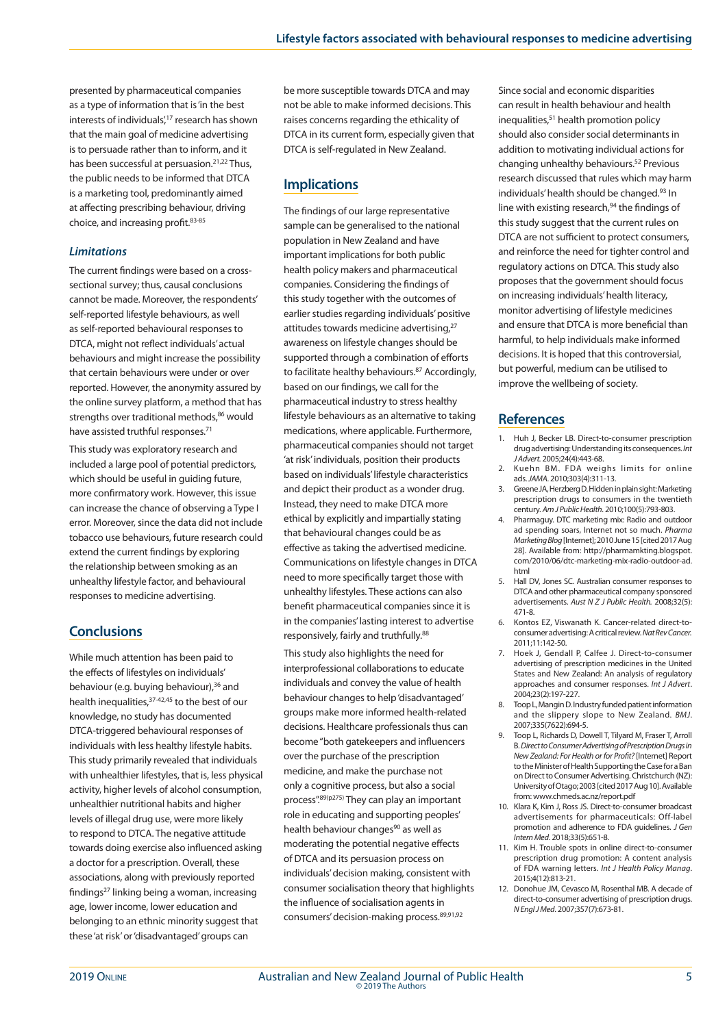presented by pharmaceutical companies as a type of information that is 'in the best interests of individuals',[17] research has shown that the main goal of medicine advertising is to persuade rather than to inform, and it has been successful at persuasion.[21,22] Thus, the public needs to be informed that DTCA is a marketing tool, predominantly aimed at affecting prescribing behaviour, driving choice, and increasing profit.[83-85]

### *Limitations*

The current findings were based on a cross-sectional survey; thus, causal conclusions cannot be made. Moreover, the respondents' self-reported lifestyle behaviours, as well as self-reported behavioural responses to DTCA, might not reflect individuals' actual behaviours and might increase the possibility that certain behaviours were under or over reported. However, the anonymity assured by the online survey platform, a method that has strengths over traditional methods,[86] would have assisted truthful responses.[71]

This study was exploratory research and included a large pool of potential predictors, which should be useful in guiding future, more confirmatory work. However, this issue can increase the chance of observing a Type I error. Moreover, since the data did not include tobacco use behaviours, future research could extend the current findings by exploring the relationship between smoking as an unhealthy lifestyle factor, and behavioural responses to medicine advertising.

## Conclusions

While much attention has been paid to the effects of lifestyles on individuals' behaviour (e.g. buying behaviour),[36] and health inequalities,[37-42,45] to the best of our knowledge, no study has documented DTCA-triggered behavioural responses of individuals with less healthy lifestyle habits. This study primarily revealed that individuals with unhealthier lifestyles, that is, less physical activity, higher levels of alcohol consumption, unhealthier nutritional habits and higher levels of illegal drug use, were more likely to respond to DTCA. The negative attitude towards doing exercise also influenced asking a doctor for a prescription. Overall, these associations, along with previously reported findings[27] linking being a woman, increasing age, lower income, lower education and belonging to an ethnic minority suggest that these 'at risk' or 'disadvantaged' groups can be more susceptible towards DTCA and may not be able to make informed decisions. This raises concerns regarding the ethicality of DTCA in its current form, especially given that DTCA is self-regulated in New Zealand.

## Implications

The findings of our large representative sample can be generalised to the national population in New Zealand and have important implications for both public health policy makers and pharmaceutical companies. Considering the findings of this study together with the outcomes of earlier studies regarding individuals' positive attitudes towards medicine advertising,[27] awareness on lifestyle changes should be supported through a combination of efforts to facilitate healthy behaviours.[87] Accordingly, based on our findings, we call for the pharmaceutical industry to stress healthy lifestyle behaviours as an alternative to taking medications, where applicable. Furthermore, pharmaceutical companies should not target 'at risk' individuals, position their products based on individuals' lifestyle characteristics and depict their product as a wonder drug. Instead, they need to make DTCA more ethical by explicitly and impartially stating that behavioural changes could be as effective as taking the advertised medicine. Communications on lifestyle changes in DTCA need to more specifically target those with unhealthy lifestyles. These actions can also benefit pharmaceutical companies since it is in the companies' lasting interest to advertise responsively, fairly and truthfully.[88]

This study also highlights the need for interprofessional collaborations to educate individuals and convey the value of health behaviour changes to help 'disadvantaged' groups make more informed health-related decisions. Healthcare professionals thus can become "both gatekeepers and influencers over the purchase of the prescription medicine, and make the purchase not only a cognitive process, but also a social process".[89(p275)] They can play an important role in educating and supporting peoples' health behaviour changes[90] as well as moderating the potential negative effects of DTCA and its persuasion process on individuals' decision making, consistent with consumer socialisation theory that highlights the influence of socialisation agents in consumers' decision-making process.[89,91,92]

Since social and economic disparities can result in health behaviour and health inequalities,[51] health promotion policy should also consider social determinants in addition to motivating individual actions for changing unhealthy behaviours.[52] Previous research discussed that rules which may harm individuals' health should be changed.[93] In line with existing research,[94] the findings of this study suggest that the current rules on DTCA are not sufficient to protect consumers, and reinforce the need for tighter control and regulatory actions on DTCA. This study also proposes that the government should focus on increasing individuals' health literacy, monitor advertising of lifestyle medicines and ensure that DTCA is more beneficial than harmful, to help individuals make informed decisions. It is hoped that this controversial, but powerful, medium can be utilised to improve the wellbeing of society.

## References

1. Huh J, Becker LB. Direct-to-consumer prescription drug advertising: Understanding its consequences. *Int J Advert.* 2005;24(4):443-68.
2. Kuehn BM. FDA weighs limits for online ads. *JAMA.* 2010;303(4):311-13.
3. Greene JA, Herzberg D. Hidden in plain sight: Marketing prescription drugs to consumers in the twentieth century. *Am J Public Health.* 2010;100(5):793-803.
4. Pharmaguy. DTC marketing mix: Radio and outdoor ad spending soars, Internet not so much. *Pharma Marketing Blog* [Internet]; 2010 June 15 [cited 2017 Aug 28]. Available from: http://pharmamkting.blogspot.com/2010/06/dtc-marketing-mix-radio-outdoor-ad.html
5. Hall DV, Jones SC. Australian consumer responses to DTCA and other pharmaceutical company sponsored advertisements. *Aust N Z J Public Health.* 2008;32(5):471-8.
6. Kontos EZ, Viswanath K. Cancer-related direct-to-consumer advertising: A critical review. *Nat Rev Cancer.* 2011;11:142-50.
7. Hoek J, Gendall P, Calfee J. Direct-to-consumer advertising of prescription medicines in the United States and New Zealand: An analysis of regulatory approaches and consumer responses. *Int J Advert.* 2004;23(2):197-227.
8. Toop L, Mangin D. Industry funded patient information and the slippery slope to New Zealand. *BMJ.* 2007;335(7622):694-5.
9. Toop L, Richards D, Dowell T, Tilyard M, Fraser T, Arroll B. *Direct to Consumer Advertising of Prescription Drugs in New Zealand: For Health or for Profit?* [Internet] Report to the Minister of Health Supporting the Case for a Ban on Direct to Consumer Advertising. Christchurch (NZ): University of Otago; 2003 [cited 2017 Aug 10]. Available from: www.chmeds.ac.nz/report.pdf
10. Klara K, Kim J, Ross JS. Direct-to-consumer broadcast advertisements for pharmaceuticals: Off-label promotion and adherence to FDA guidelines. *J Gen Intern Med.* 2018;33(5):651-8.
11. Kim H. Trouble spots in online direct-to-consumer prescription drug promotion: A content analysis of FDA warning letters. *Int J Health Policy Manag.* 2015;4(12):813-21.
12. Donohue JM, Cevasco M, Rosenthal MB. A decade of direct-to-consumer advertising of prescription drugs. *N Engl J Med.* 2007;357(7):673-81.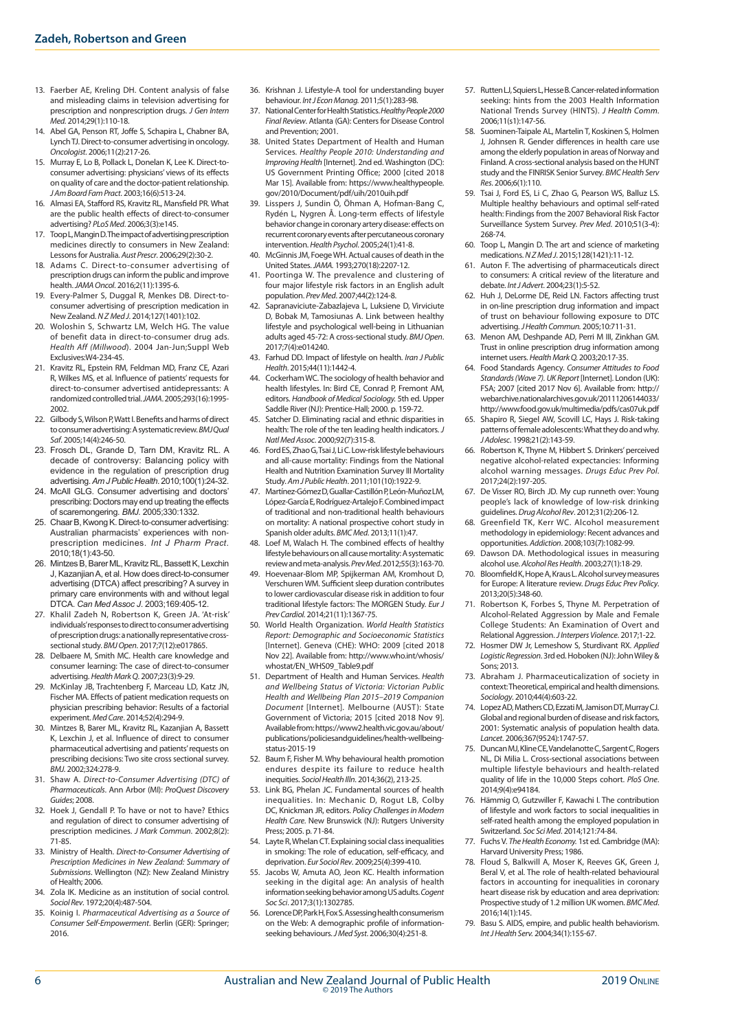13. Faerber AE, Kreling DH. Content analysis of false and misleading claims in television advertising for prescription and nonprescription drugs. *J Gen Intern Med*. 2014;29(1):110-18.
14. Abel GA, Penson RT, Joffe S, Schapira L, Chabner BA, Lynch TJ. Direct-to-consumer advertising in oncology. *Oncologist*. 2006;11(2):217-26.
15. Murray E, Lo B, Pollack L, Donelan K, Lee K. Direct-to-consumer advertising: physicians' views of its effects on quality of care and the doctor-patient relationship. *J Am Board Fam Pract*. 2003;16(6):513-24.
16. Almasi EA, Stafford RS, Kravitz RL, Mansfield PR. What are the public health effects of direct-to-consumer advertising? *PLoS Med*. 2006;3(3):e145.
17. Toop L, Mangin D. The impact of advertising prescription medicines directly to consumers in New Zealand: Lessons for Australia. *Aust Prescr*. 2006;29(2):30-2.
18. Adams C. Direct-to-consumer advertising of prescription drugs can inform the public and improve health. *JAMA Oncol*. 2016;2(11):1395-6.
19. Every-Palmer S, Duggal R, Menkes DB. Direct-to-consumer advertising of prescription medication in New Zealand. *N Z Med J*. 2014;127(1401):102.
20. Woloshin S, Schwartz LM, Welch HG. The value of benefit data in direct-to-consumer drug ads. *Health Aff (Millwood)*. 2004 Jan-Jun;Suppl Web Exclusives:W4-234-45.
21. Kravitz RL, Epstein RM, Feldman MD, Franz CE, Azari R, Wilkes MS, et al. Influence of patients' requests for direct-to-consumer advertised antidepressants: A randomized controlled trial. *JAMA*. 2005;293(16):1995-2002.
22. Gilbody S, Wilson P, Watt I. Benefits and harms of direct to consumer advertising: A systematic review. *BMJ Qual Saf*. 2005;14(4):246-50.
23. Frosch DL, Grande D, Tarn DM, Kravitz RL. A decade of controversy: Balancing policy with evidence in the regulation of prescription drug advertising. *Am J Public Health*. 2010;100(1):24-32.
24. McAll GLG. Consumer advertising and doctors' prescribing: Doctors may end up treating the effects of scaremongering. *BMJ*. 2005;330:1332.
25. Chaar B, Kwong K. Direct-to-consumer advertising: Australian pharmacists' experiences with non-prescription medicines. *Int J Pharm Pract*. 2010;18(1):43-50.
26. Mintzes B, Barer ML, Kravitz RL, Bassett K, Lexchin J, Kazanjian A, et al. How does direct-to-consumer advertising (DTCA) affect prescribing? A survey in primary care environments with and without legal DTCA. *Can Med Assoc J*. 2003;169:405-12.
27. Khalil Zadeh N, Robertson K, Green JA. 'At-risk' individuals' responses to direct to consumer advertising of prescription drugs: a nationally representative cross-sectional study. *BMJ Open*. 2017;7(12):e017865.
28. Delbaere M, Smith MC. Health care knowledge and consumer learning: The case of direct-to-consumer advertising. *Health Mark Q*. 2007;23(3):9-29.
29. McKinlay JB, Trachtenberg F, Marceau LD, Katz JN, Fischer MA. Effects of patient medication requests on physician prescribing behavior: Results of a factorial experiment. *Med Care*. 2014;52(4):294-9.
30. Mintzes B, Barer ML, Kravitz RL, Kazanjian A, Bassett K, Lexchin J, et al. Influence of direct to consumer pharmaceutical advertising and patients' requests on prescribing decisions: Two site cross sectional survey. *BMJ*. 2002;324:278-9.
31. Shaw A. *Direct-to-Consumer Advertising (DTC) of Pharmaceuticals*. Ann Arbor (MI): *ProQuest Discovery Guides*; 2008.
32. Hoek J, Gendall P. To have or not to have? Ethics and regulation of direct to consumer advertising of prescription medicines. *J Mark Commun*. 2002;8(2):71-85.
33. Ministry of Health. *Direct-to-Consumer Advertising of Prescription Medicines in New Zealand: Summary of Submissions*. Wellington (NZ): New Zealand Ministry of Health; 2006.
34. Zola IK. Medicine as an institution of social control. *Sociol Rev*. 1972;20(4):487-504.
35. Koinig I. *Pharmaceutical Advertising as a Source of Consumer Self-Empowerment*. Berlin (GER): Springer; 2016.
36. Krishnan J. Lifestyle-A tool for understanding buyer behaviour. *Int J Econ Manag*. 2011;5(1):283-98.
37. National Center for Health Statistics. *Healthy People 2000 Final Review*. Atlanta (GA): Centers for Disease Control and Prevention; 2001.
38. United States Department of Health and Human Services. *Healthy People 2010: Understanding and Improving Health* [Internet]. 2nd ed. Washington (DC): US Government Printing Office; 2000 [cited 2018 Mar 15]. Available from: https://www.healthypeople.gov/2010/Document/pdf/uih/2010uih.pdf
39. Lisspers J, Sundin Ö, Öhman A, Hofman-Bang C, Rydén L, Nygren Å. Long-term effects of lifestyle behavior change in coronary artery disease: effects on recurrent coronary events after percutaneous coronary intervention. *Health Psychol*. 2005;24(1):41-8.
40. McGinnis JM, Foege WH. Actual causes of death in the United States. *JAMA*. 1993;270(18):2207-12.
41. Poortinga W. The prevalence and clustering of four major lifestyle risk factors in an English adult population. *Prev Med*. 2007;44(2):124-8.
42. Sapranaviciute-Zabazlajeva L, Luksiene D, Virviciute D, Bobak M, Tamosiunas A. Link between healthy lifestyle and psychological well-being in Lithuanian adults aged 45-72: A cross-sectional study. *BMJ Open*. 2017;7(4):e014240.
43. Farhud DD. Impact of lifestyle on health. *Iran J Public Health*. 2015;44(11):1442-4.
44. Cockerham WC. The sociology of health behavior and health lifestyles. In: Bird CE, Conrad P, Fremont AM, editors. *Handbook of Medical Sociology*. 5th ed. Upper Saddle River (NJ): Prentice-Hall; 2000. p. 159-72.
45. Satcher D. Eliminating racial and ethnic disparities in health: The role of the ten leading health indicators. *J Natl Med Assoc*. 2000;92(7):315-8.
46. Ford ES, Zhao G, Tsai J, Li C. Low-risk lifestyle behaviours and all-cause mortality: Findings from the National Health and Nutrition Examination Survey III Mortality Study. *Am J Public Health*. 2011;101(10):1922-9.
47. Martínez-Gómez D, Guallar-Castillón P, León-Muñoz LM, López-García E, Rodríguez-Artalejo F. Combined impact of traditional and non-traditional health behaviours on mortality: A national prospective cohort study in Spanish older adults. *BMC Med*. 2013;11(1):47.
48. Loef M, Walach H. The combined effects of healthy lifestyle behaviours on all cause mortality: A systematic review and meta-analysis. *Prev Med*. 2012;55(3):163-70.
49. Hoevenaar-Blom MP, Spijkerman AM, Kromhout D, Verschuren WM. Sufficient sleep duration contributes to lower cardiovascular disease risk in addition to four traditional lifestyle factors: The MORGEN Study. *Eur J Prev Cardiol*. 2014;21(11):1367-75.
50. World Health Organization. *World Health Statistics Report: Demographic and Socioeconomic Statistics* [Internet]. Geneva (CHE): WHO: 2009 [cited 2018 Nov 22]. Available from: http://www.who.int/whosis/whostat/EN_WHS09_Table9.pdf
51. Department of Health and Human Services. *Health and Wellbeing Status of Victoria: Victorian Public Health and Wellbeing Plan 2015–2019 Companion Document* [Internet]. Melbourne (AUST): State Government of Victoria; 2015 [cited 2018 Nov 9]. Available from: https://www2.health.vic.gov.au/about/publications/policiesandguidelines/health-wellbeing-status-2015-19
52. Baum F, Fisher M. Why behavioural health promotion endures despite its failure to reduce health inequities. *Sociol Health Illn*. 2014;36(2), 213-25.
53. Link BG, Phelan JC. Fundamental sources of health inequalities. In: Mechanic D, Rogut LB, Colby DC, Knickman JR, editors. *Policy Challenges in Modern Health Care*. New Brunswick (NJ): Rutgers University Press; 2005. p. 71-84.
54. Layte R, Whelan CT. Explaining social class inequalities in smoking: The role of education, self-efficacy, and deprivation. *Eur Sociol Rev*. 2009;25(4):399-410.
55. Jacobs W, Amuta AO, Jeon KC. Health information seeking in the digital age: An analysis of health information seeking behavior among US adults. *Cogent Soc Sci*. 2017;3(1):1302785.
56. Lorence DP, Park H, Fox S. Assessing health consumerism on the Web: A demographic profile of information-seeking behaviours. *J Med Syst*. 2006;30(4):251-8.
57. Rutten LJ, Squiers L, Hesse B. Cancer-related information seeking: hints from the 2003 Health Information National Trends Survey (HINTS). *J Health Comm*. 2006;11(s1):147-56.
58. Suominen-Taipale AL, Martelin T, Koskinen S, Holmen J, Johnsen R. Gender differences in health care use among the elderly population in areas of Norway and Finland. A cross-sectional analysis based on the HUNT study and the FINRISK Senior Survey. *BMC Health Serv Res*. 2006;6(1):110.
59. Tsai J, Ford ES, Li C, Zhao G, Pearson WS, Balluz LS. Multiple healthy behaviours and optimal self-rated health: Findings from the 2007 Behavioral Risk Factor Surveillance System Survey. *Prev Med*. 2010;51(3-4):268-74.
60. Toop L, Mangin D. The art and science of marketing medications. *N Z Med J*. 2015;128(1421):11-12.
61. Auton F. The advertising of pharmaceuticals direct to consumers: A critical review of the literature and debate. *Int J Advert*. 2004;23(1):5-52.
62. Huh J, DeLorme DE, Reid LN. Factors affecting trust in on-line prescription drug information and impact of trust on behaviour following exposure to DTC advertising. *J Health Commun*. 2005;10:711-31.
63. Menon AM, Deshpande AD, Perri M III, Zinkhan GM. Trust in online prescription drug information among internet users. *Health Mark Q*. 2003;20:17-35.
64. Food Standards Agency. *Consumer Attitudes to Food Standards (Wave 7)*. *UK Report* [Internet]. London (UK): FSA; 2007 [cited 2017 Nov 6]. Available from: http://webarchive.nationalarchives.gov.uk/20111206144033/http://www.food.gov.uk/multimedia/pdfs/cas07uk.pdf
65. Shapiro R, Siegel AW, Scovill LC, Hays J. Risk-taking patterns of female adolescents: What they do and why. *J Adolesc*. 1998;21(2):143-59.
66. Robertson K, Thyne M, Hibbert S. Drinkers' perceived negative alcohol-related expectancies: Informing alcohol warning messages. *Drugs Educ Prev Pol*. 2017;24(2):197-205.
67. De Visser RO, Birch JD. My cup runneth over: Young people's lack of knowledge of low-risk drinking guidelines. *Drug Alcohol Rev*. 2012;31(2):206-12.
68. Greenfield TK, Kerr WC. Alcohol measurement methodology in epidemiology: Recent advances and opportunities. *Addiction*. 2008;103(7):1082-99.
69. Dawson DA. Methodological issues in measuring alcohol use. *Alcohol Res Health*. 2003;27(1):18-29.
70. Bloomfield K, Hope A, Kraus L. Alcohol survey measures for Europe: A literature review. *Drugs Educ Prev Policy*. 2013;20(5):348-60.
71. Robertson K, Forbes S, Thyne M. Perpetration of Alcohol-Related Aggression by Male and Female College Students: An Examination of Overt and Relational Aggression. *J Interpers Violence*. 2017;1-22.
72. Hosmer DW Jr, Lemeshow S, Sturdivant RX. *Applied Logistic Regression*. 3rd ed. Hoboken (NJ): John Wiley & Sons; 2013.
73. Abraham J. Pharmaceuticalization of society in context: Theoretical, empirical and health dimensions. *Sociology*. 2010;44(4):603-22.
74. Lopez AD, Mathers CD, Ezzati M, Jamison DT, Murray CJ. Global and regional burden of disease and risk factors, 2001: Systematic analysis of population health data. *Lancet*. 2006;367(9524):1747-57.
75. Duncan MJ, Kline CE, Vandelanotte C, Sargent C, Rogers NL, Di Milia L. Cross-sectional associations between multiple lifestyle behaviours and health-related quality of life in the 10,000 Steps cohort. *PloS One*. 2014;9(4):e94184.
76. Hämmig O, Gutzwiller F, Kawachi I. The contribution of lifestyle and work factors to social inequalities in self-rated health among the employed population in Switzerland. *Soc Sci Med*. 2014;121:74-84.
77. Fuchs V. *The Health Economy*. 1st ed. Cambridge (MA): Harvard University Press; 1986.
78. Floud S, Balkwill A, Moser K, Reeves GK, Green J, Beral V, et al. The role of health-related behavioural factors in accounting for inequalities in coronary heart disease risk by education and area deprivation: Prospective study of 1.2 million UK women. *BMC Med*. 2016;14(1):145.
79. Basu S. AIDS, empire, and public health behaviorism. *Int J Health Serv*. 2004;34(1):155-67.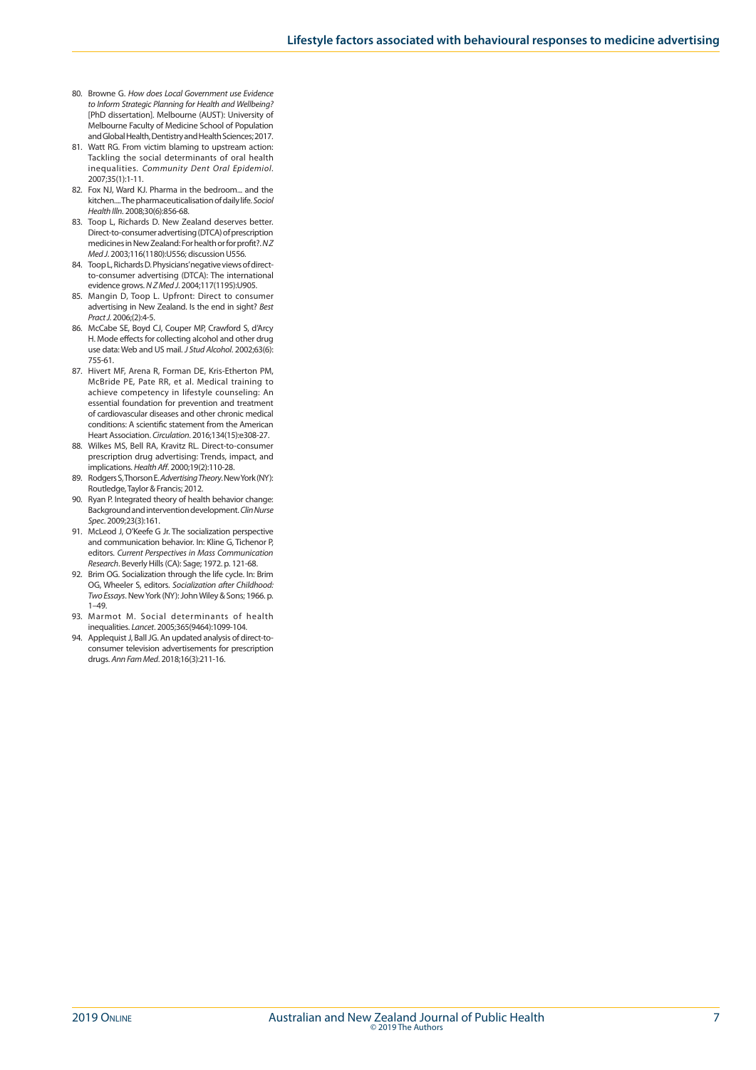80. Browne G. *How does Local Government use Evidence to Inform Strategic Planning for Health and Wellbeing?* [PhD dissertation]. Melbourne (AUST): University of Melbourne Faculty of Medicine School of Population and Global Health, Dentistry and Health Sciences; 2017.
81. Watt RG. From victim blaming to upstream action: Tackling the social determinants of oral health inequalities. *Community Dent Oral Epidemiol*. 2007;35(1):1-11.
82. Fox NJ, Ward KJ. Pharma in the bedroom... and the kitchen.... The pharmaceuticalisation of daily life. *Sociol Health Illn*. 2008;30(6):856-68.
83. Toop L, Richards D. New Zealand deserves better. Direct-to-consumer advertising (DTCA) of prescription medicines in New Zealand: For health or for profit?. *N Z Med J*. 2003;116(1180):U556; discussion U556.
84. Toop L, Richards D. Physicians' negative views of direct-to-consumer advertising (DTCA): The international evidence grows. *N Z Med J*. 2004;117(1195):U905.
85. Mangin D, Toop L. Upfront: Direct to consumer advertising in New Zealand. Is the end in sight? *Best Pract J*. 2006;(2):4-5.
86. McCabe SE, Boyd CJ, Couper MP, Crawford S, d'Arcy H. Mode effects for collecting alcohol and other drug use data: Web and US mail. *J Stud Alcohol*. 2002;63(6):755-61.
87. Hivert MF, Arena R, Forman DE, Kris-Etherton PM, McBride PE, Pate RR, et al. Medical training to achieve competency in lifestyle counseling: An essential foundation for prevention and treatment of cardiovascular diseases and other chronic medical conditions: A scientific statement from the American Heart Association. *Circulation*. 2016;134(15):e308-27.
88. Wilkes MS, Bell RA, Kravitz RL. Direct-to-consumer prescription drug advertising: Trends, impact, and implications. *Health Aff*. 2000;19(2):110-28.
89. Rodgers S, Thorson E. *Advertising Theory*. New York (NY): Routledge, Taylor & Francis; 2012.
90. Ryan P. Integrated theory of health behavior change: Background and intervention development. *Clin Nurse Spec*. 2009;23(3):161.
91. McLeod J, O'Keefe G Jr. The socialization perspective and communication behavior. In: Kline G, Tichenor P, editors. *Current Perspectives in Mass Communication Research*. Beverly Hills (CA): Sage; 1972. p. 121-68.
92. Brim OG. Socialization through the life cycle. In: Brim OG, Wheeler S, editors. *Socialization after Childhood: Two Essays*. New York (NY): John Wiley & Sons; 1966. p. 1–49.
93. Marmot M. Social determinants of health inequalities. *Lancet*. 2005;365(9464):1099-104.
94. Applequist J, Ball JG. An updated analysis of direct-to-consumer television advertisements for prescription drugs. *Ann Fam Med*. 2018;16(3):211-16.